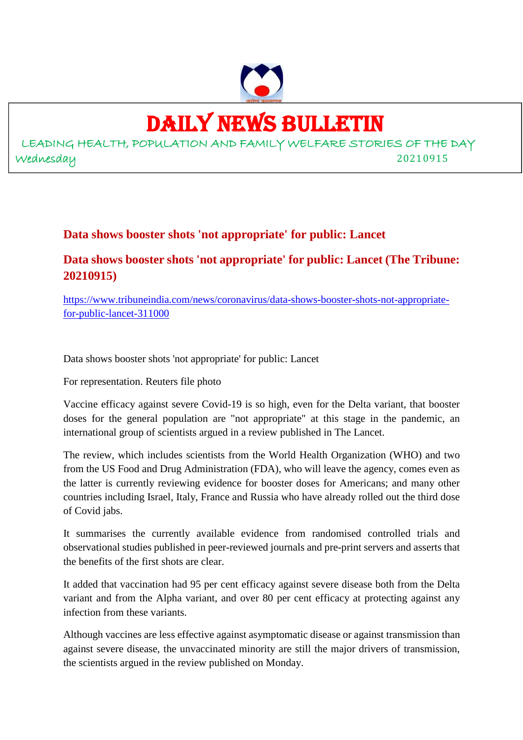# DAILY NEWS BULLETIN

LEADING HEALTH, POPULATION AND FAMILY WELFARE STORIES OF THE DAY

Wednesday 20210915

## Data shows booster shots 'not appropriate' for public: Lancet

## Data shows booster shots 'not appropriate' for public: Lancet (The Tribune: 20210915)

https://www.tribuneindia.com/news/coronavirus/data-shows-booster-shots-not-appropriate-for-public-lancet-311000

Data shows booster shots 'not appropriate' for public: Lancet

For representation. Reuters file photo

Vaccine efficacy against severe Covid-19 is so high, even for the Delta variant, that booster doses for the general population are "not appropriate" at this stage in the pandemic, an international group of scientists argued in a review published in The Lancet.

The review, which includes scientists from the World Health Organization (WHO) and two from the US Food and Drug Administration (FDA), who will leave the agency, comes even as the latter is currently reviewing evidence for booster doses for Americans; and many other countries including Israel, Italy, France and Russia who have already rolled out the third dose of Covid jabs.

It summarises the currently available evidence from randomised controlled trials and observational studies published in peer-reviewed journals and pre-print servers and asserts that the benefits of the first shots are clear.

It added that vaccination had 95 per cent efficacy against severe disease both from the Delta variant and from the Alpha variant, and over 80 per cent efficacy at protecting against any infection from these variants.

Although vaccines are less effective against asymptomatic disease or against transmission than against severe disease, the unvaccinated minority are still the major drivers of transmission, the scientists argued in the review published on Monday.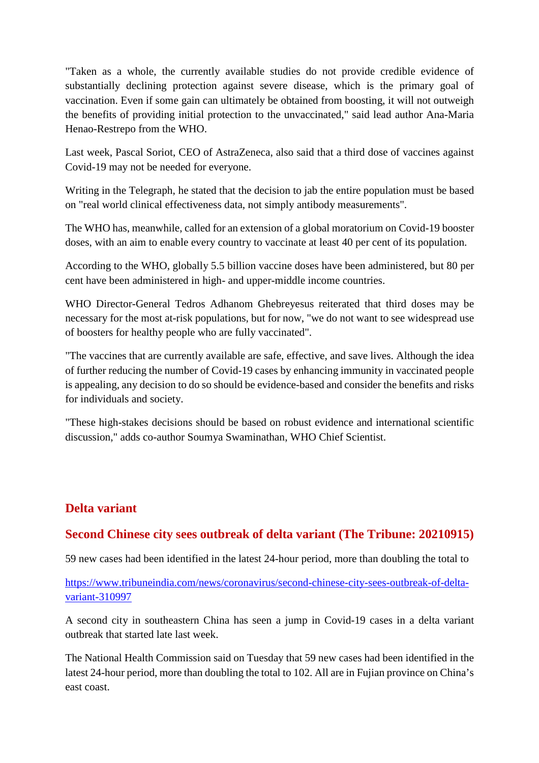"Taken as a whole, the currently available studies do not provide credible evidence of substantially declining protection against severe disease, which is the primary goal of vaccination. Even if some gain can ultimately be obtained from boosting, it will not outweigh the benefits of providing initial protection to the unvaccinated," said lead author Ana-Maria Henao-Restrepo from the WHO.

Last week, Pascal Soriot, CEO of AstraZeneca, also said that a third dose of vaccines against Covid-19 may not be needed for everyone.

Writing in the Telegraph, he stated that the decision to jab the entire population must be based on "real world clinical effectiveness data, not simply antibody measurements".

The WHO has, meanwhile, called for an extension of a global moratorium on Covid-19 booster doses, with an aim to enable every country to vaccinate at least 40 per cent of its population.

According to the WHO, globally 5.5 billion vaccine doses have been administered, but 80 per cent have been administered in high- and upper-middle income countries.

WHO Director-General Tedros Adhanom Ghebreyesus reiterated that third doses may be necessary for the most at-risk populations, but for now, "we do not want to see widespread use of boosters for healthy people who are fully vaccinated".

"The vaccines that are currently available are safe, effective, and save lives. Although the idea of further reducing the number of Covid-19 cases by enhancing immunity in vaccinated people is appealing, any decision to do so should be evidence-based and consider the benefits and risks for individuals and society.

"These high-stakes decisions should be based on robust evidence and international scientific discussion," adds co-author Soumya Swaminathan, WHO Chief Scientist.

## Delta variant

### Second Chinese city sees outbreak of delta variant (The Tribune: 20210915)

59 new cases had been identified in the latest 24-hour period, more than doubling the total to

https://www.tribuneindia.com/news/coronavirus/second-chinese-city-sees-outbreak-of-delta-variant-310997

A second city in southeastern China has seen a jump in Covid-19 cases in a delta variant outbreak that started late last week.

The National Health Commission said on Tuesday that 59 new cases had been identified in the latest 24-hour period, more than doubling the total to 102. All are in Fujian province on China's east coast.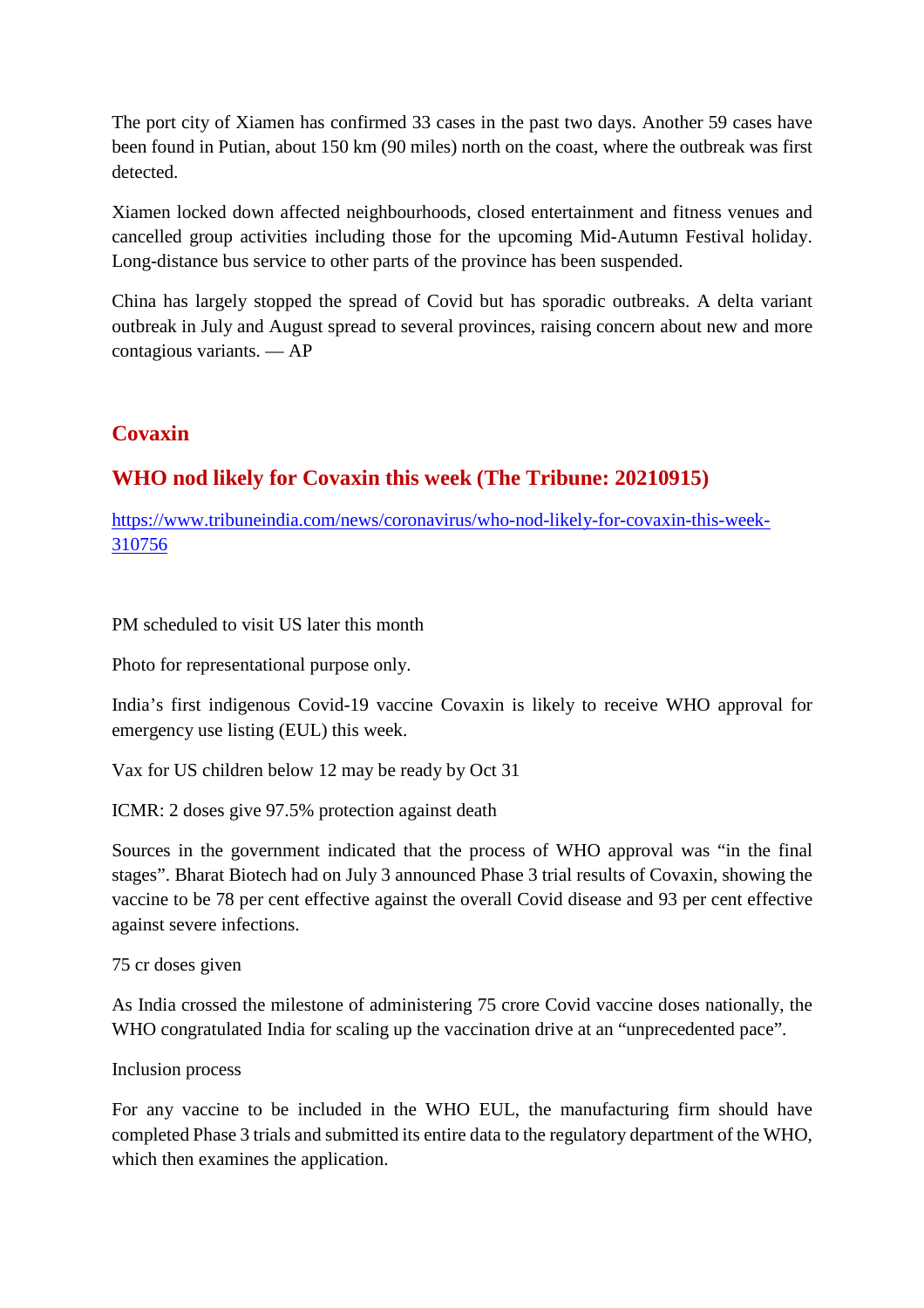The port city of Xiamen has confirmed 33 cases in the past two days. Another 59 cases have been found in Putian, about 150 km (90 miles) north on the coast, where the outbreak was first detected.

Xiamen locked down affected neighbourhoods, closed entertainment and fitness venues and cancelled group activities including those for the upcoming Mid-Autumn Festival holiday. Long-distance bus service to other parts of the province has been suspended.

China has largely stopped the spread of Covid but has sporadic outbreaks. A delta variant outbreak in July and August spread to several provinces, raising concern about new and more contagious variants. — AP

## Covaxin

## WHO nod likely for Covaxin this week (The Tribune: 20210915)

https://www.tribuneindia.com/news/coronavirus/who-nod-likely-for-covaxin-this-week-310756

PM scheduled to visit US later this month

Photo for representational purpose only.

India's first indigenous Covid-19 vaccine Covaxin is likely to receive WHO approval for emergency use listing (EUL) this week.

Vax for US children below 12 may be ready by Oct 31

ICMR: 2 doses give 97.5% protection against death

Sources in the government indicated that the process of WHO approval was "in the final stages". Bharat Biotech had on July 3 announced Phase 3 trial results of Covaxin, showing the vaccine to be 78 per cent effective against the overall Covid disease and 93 per cent effective against severe infections.

75 cr doses given

As India crossed the milestone of administering 75 crore Covid vaccine doses nationally, the WHO congratulated India for scaling up the vaccination drive at an "unprecedented pace".

Inclusion process

For any vaccine to be included in the WHO EUL, the manufacturing firm should have completed Phase 3 trials and submitted its entire data to the regulatory department of the WHO, which then examines the application.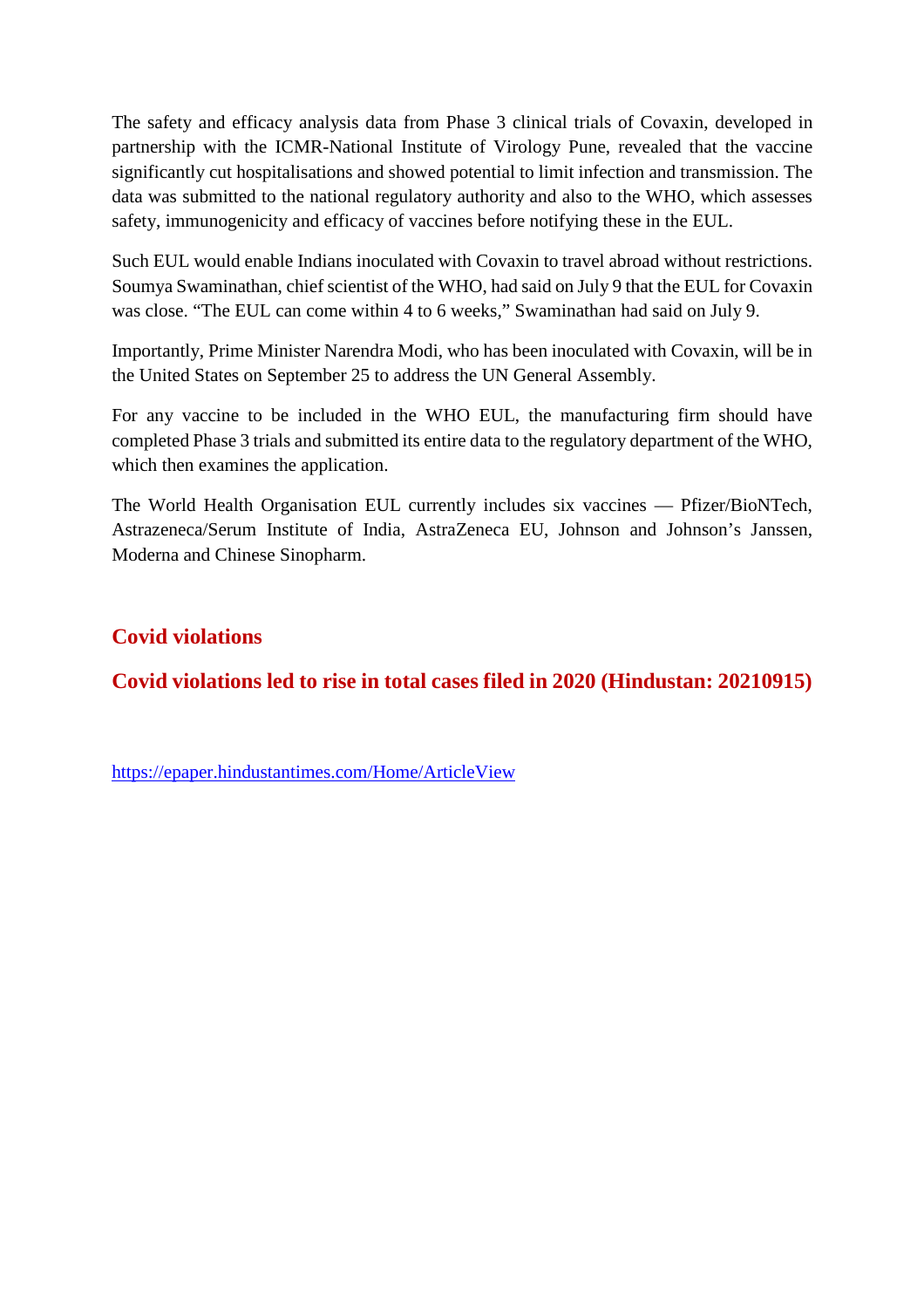The safety and efficacy analysis data from Phase 3 clinical trials of Covaxin, developed in partnership with the ICMR-National Institute of Virology Pune, revealed that the vaccine significantly cut hospitalisations and showed potential to limit infection and transmission. The data was submitted to the national regulatory authority and also to the WHO, which assesses safety, immunogenicity and efficacy of vaccines before notifying these in the EUL.

Such EUL would enable Indians inoculated with Covaxin to travel abroad without restrictions. Soumya Swaminathan, chief scientist of the WHO, had said on July 9 that the EUL for Covaxin was close. "The EUL can come within 4 to 6 weeks," Swaminathan had said on July 9.

Importantly, Prime Minister Narendra Modi, who has been inoculated with Covaxin, will be in the United States on September 25 to address the UN General Assembly.

For any vaccine to be included in the WHO EUL, the manufacturing firm should have completed Phase 3 trials and submitted its entire data to the regulatory department of the WHO, which then examines the application.

The World Health Organisation EUL currently includes six vaccines — Pfizer/BioNTech, Astrazeneca/Serum Institute of India, AstraZeneca EU, Johnson and Johnson's Janssen, Moderna and Chinese Sinopharm.

## Covid violations

### Covid violations led to rise in total cases filed in 2020 (Hindustan: 20210915)

https://epaper.hindustantimes.com/Home/ArticleView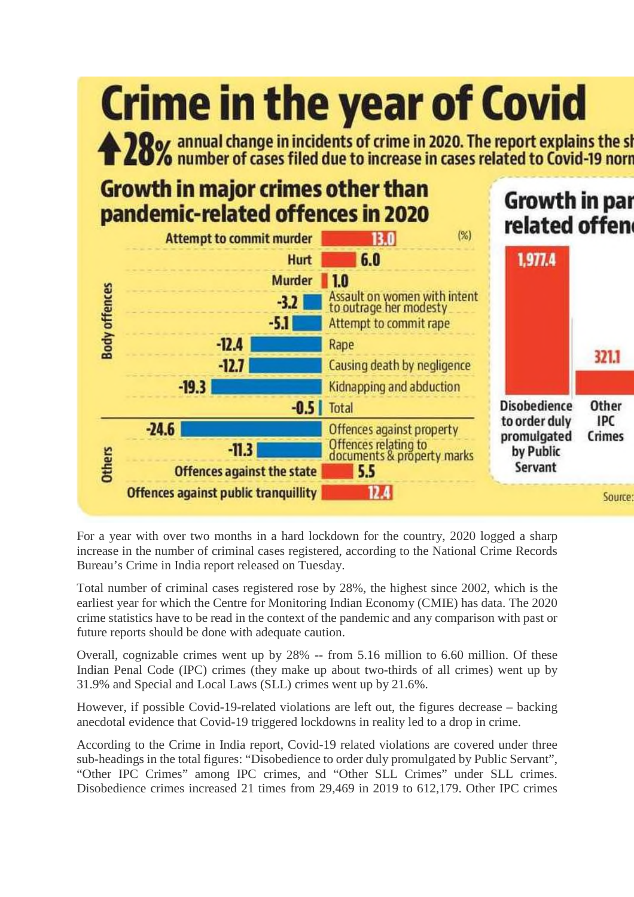# Crime in the year of Covid

**↑28%** annual change in incidents of crime in 2020. The report explains the sh number of cases filed due to increase in cases related to Covid-19 norn

## Growth in major crimes other than pandemic-related offences in 2020

(%)

| Category | Offence | Growth (%) |
|---|---|---|
| Body offences | Attempt to commit murder | 13.0 |
| | Hurt | 6.0 |
| | Murder | 1.0 |
| | Assault on women with intent to outrage her modesty | -3.2 |
| | Attempt to commit rape | -5.1 |
| | Rape | -12.4 |
| | Causing death by negligence | -12.7 |
| | Kidnapping and abduction | -19.3 |
| | Total | -0.5 |
| Others | Offences against property | -24.6 |
| | Offences relating to documents & property marks | -11.3 |
| | Offences against the state | 5.5 |
| | Offences against public tranquillity | 12.4 |

## Growth in par related offen

| Offence | Growth |
|---|---|
| Disobedience to order duly promulgated by Public Servant | 1,977.4 |
| Other IPC Crimes | 321.1 |

Source:

For a year with over two months in a hard lockdown for the country, 2020 logged a sharp increase in the number of criminal cases registered, according to the National Crime Records Bureau's Crime in India report released on Tuesday.

Total number of criminal cases registered rose by 28%, the highest since 2002, which is the earliest year for which the Centre for Monitoring Indian Economy (CMIE) has data. The 2020 crime statistics have to be read in the context of the pandemic and any comparison with past or future reports should be done with adequate caution.

Overall, cognizable crimes went up by 28% -- from 5.16 million to 6.60 million. Of these Indian Penal Code (IPC) crimes (they make up about two-thirds of all crimes) went up by 31.9% and Special and Local Laws (SLL) crimes went up by 21.6%.

However, if possible Covid-19-related violations are left out, the figures decrease – backing anecdotal evidence that Covid-19 triggered lockdowns in reality led to a drop in crime.

According to the Crime in India report, Covid-19 related violations are covered under three sub-headings in the total figures: "Disobedience to order duly promulgated by Public Servant", "Other IPC Crimes" among IPC crimes, and "Other SLL Crimes" under SLL crimes. Disobedience crimes increased 21 times from 29,469 in 2019 to 612,179. Other IPC crimes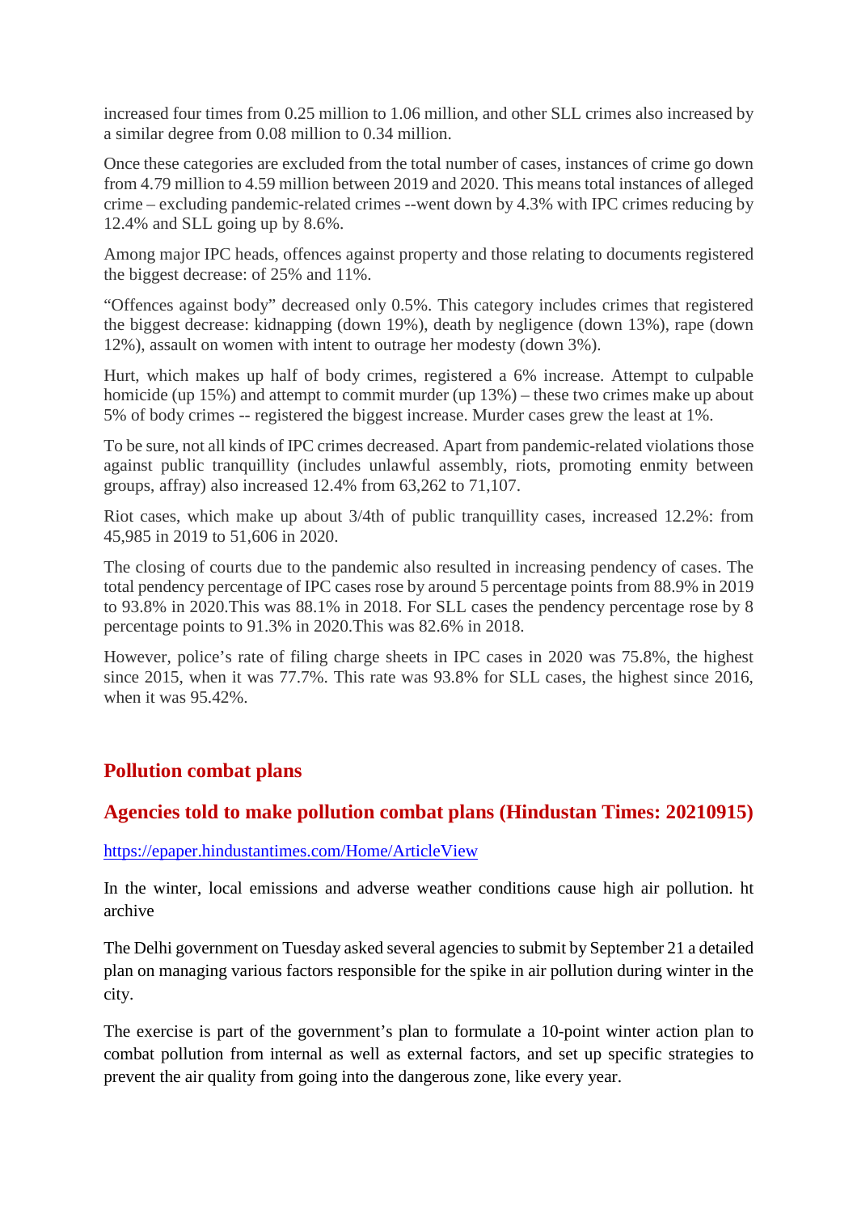increased four times from 0.25 million to 1.06 million, and other SLL crimes also increased by a similar degree from 0.08 million to 0.34 million.

Once these categories are excluded from the total number of cases, instances of crime go down from 4.79 million to 4.59 million between 2019 and 2020. This means total instances of alleged crime – excluding pandemic-related crimes --went down by 4.3% with IPC crimes reducing by 12.4% and SLL going up by 8.6%.

Among major IPC heads, offences against property and those relating to documents registered the biggest decrease: of 25% and 11%.

"Offences against body" decreased only 0.5%. This category includes crimes that registered the biggest decrease: kidnapping (down 19%), death by negligence (down 13%), rape (down 12%), assault on women with intent to outrage her modesty (down 3%).

Hurt, which makes up half of body crimes, registered a 6% increase. Attempt to culpable homicide (up 15%) and attempt to commit murder (up 13%) – these two crimes make up about 5% of body crimes -- registered the biggest increase. Murder cases grew the least at 1%.

To be sure, not all kinds of IPC crimes decreased. Apart from pandemic-related violations those against public tranquillity (includes unlawful assembly, riots, promoting enmity between groups, affray) also increased 12.4% from 63,262 to 71,107.

Riot cases, which make up about 3/4th of public tranquillity cases, increased 12.2%: from 45,985 in 2019 to 51,606 in 2020.

The closing of courts due to the pandemic also resulted in increasing pendency of cases. The total pendency percentage of IPC cases rose by around 5 percentage points from 88.9% in 2019 to 93.8% in 2020.This was 88.1% in 2018. For SLL cases the pendency percentage rose by 8 percentage points to 91.3% in 2020.This was 82.6% in 2018.

However, police's rate of filing charge sheets in IPC cases in 2020 was 75.8%, the highest since 2015, when it was 77.7%. This rate was 93.8% for SLL cases, the highest since 2016, when it was 95.42%.

## Pollution combat plans

## Agencies told to make pollution combat plans (Hindustan Times: 20210915)

https://epaper.hindustantimes.com/Home/ArticleView

In the winter, local emissions and adverse weather conditions cause high air pollution. ht archive

The Delhi government on Tuesday asked several agencies to submit by September 21 a detailed plan on managing various factors responsible for the spike in air pollution during winter in the city.

The exercise is part of the government's plan to formulate a 10-point winter action plan to combat pollution from internal as well as external factors, and set up specific strategies to prevent the air quality from going into the dangerous zone, like every year.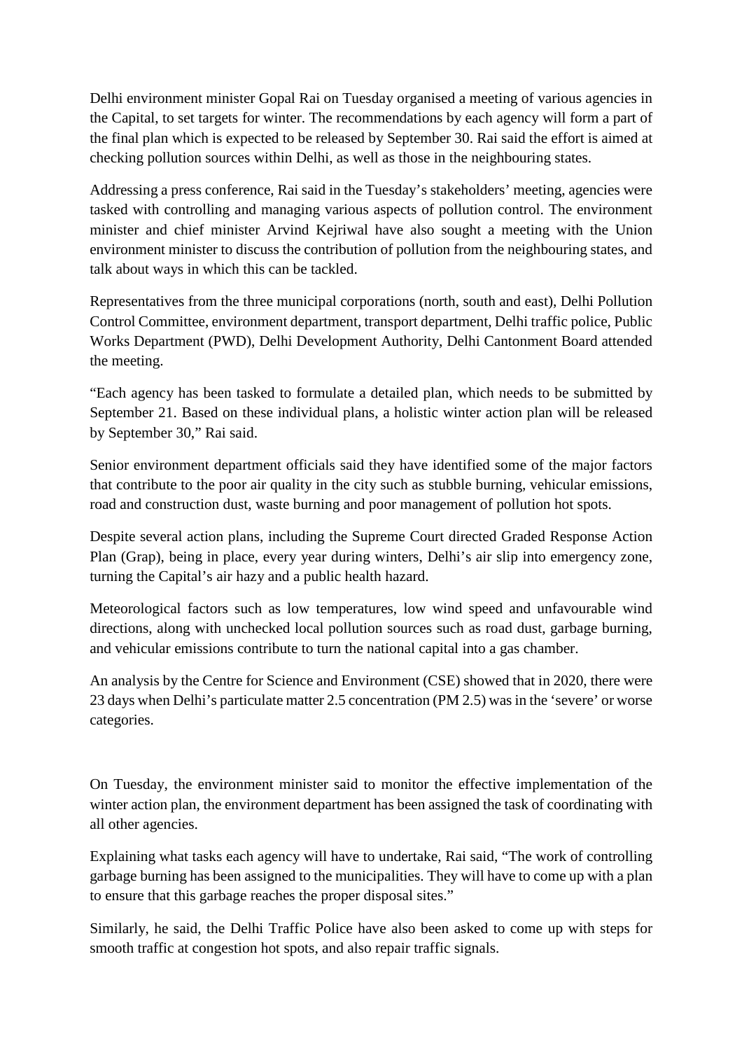Delhi environment minister Gopal Rai on Tuesday organised a meeting of various agencies in the Capital, to set targets for winter. The recommendations by each agency will form a part of the final plan which is expected to be released by September 30. Rai said the effort is aimed at checking pollution sources within Delhi, as well as those in the neighbouring states.

Addressing a press conference, Rai said in the Tuesday's stakeholders' meeting, agencies were tasked with controlling and managing various aspects of pollution control. The environment minister and chief minister Arvind Kejriwal have also sought a meeting with the Union environment minister to discuss the contribution of pollution from the neighbouring states, and talk about ways in which this can be tackled.

Representatives from the three municipal corporations (north, south and east), Delhi Pollution Control Committee, environment department, transport department, Delhi traffic police, Public Works Department (PWD), Delhi Development Authority, Delhi Cantonment Board attended the meeting.

"Each agency has been tasked to formulate a detailed plan, which needs to be submitted by September 21. Based on these individual plans, a holistic winter action plan will be released by September 30," Rai said.

Senior environment department officials said they have identified some of the major factors that contribute to the poor air quality in the city such as stubble burning, vehicular emissions, road and construction dust, waste burning and poor management of pollution hot spots.

Despite several action plans, including the Supreme Court directed Graded Response Action Plan (Grap), being in place, every year during winters, Delhi's air slip into emergency zone, turning the Capital's air hazy and a public health hazard.

Meteorological factors such as low temperatures, low wind speed and unfavourable wind directions, along with unchecked local pollution sources such as road dust, garbage burning, and vehicular emissions contribute to turn the national capital into a gas chamber.

An analysis by the Centre for Science and Environment (CSE) showed that in 2020, there were 23 days when Delhi's particulate matter 2.5 concentration (PM 2.5) was in the 'severe' or worse categories.

On Tuesday, the environment minister said to monitor the effective implementation of the winter action plan, the environment department has been assigned the task of coordinating with all other agencies.

Explaining what tasks each agency will have to undertake, Rai said, "The work of controlling garbage burning has been assigned to the municipalities. They will have to come up with a plan to ensure that this garbage reaches the proper disposal sites."

Similarly, he said, the Delhi Traffic Police have also been asked to come up with steps for smooth traffic at congestion hot spots, and also repair traffic signals.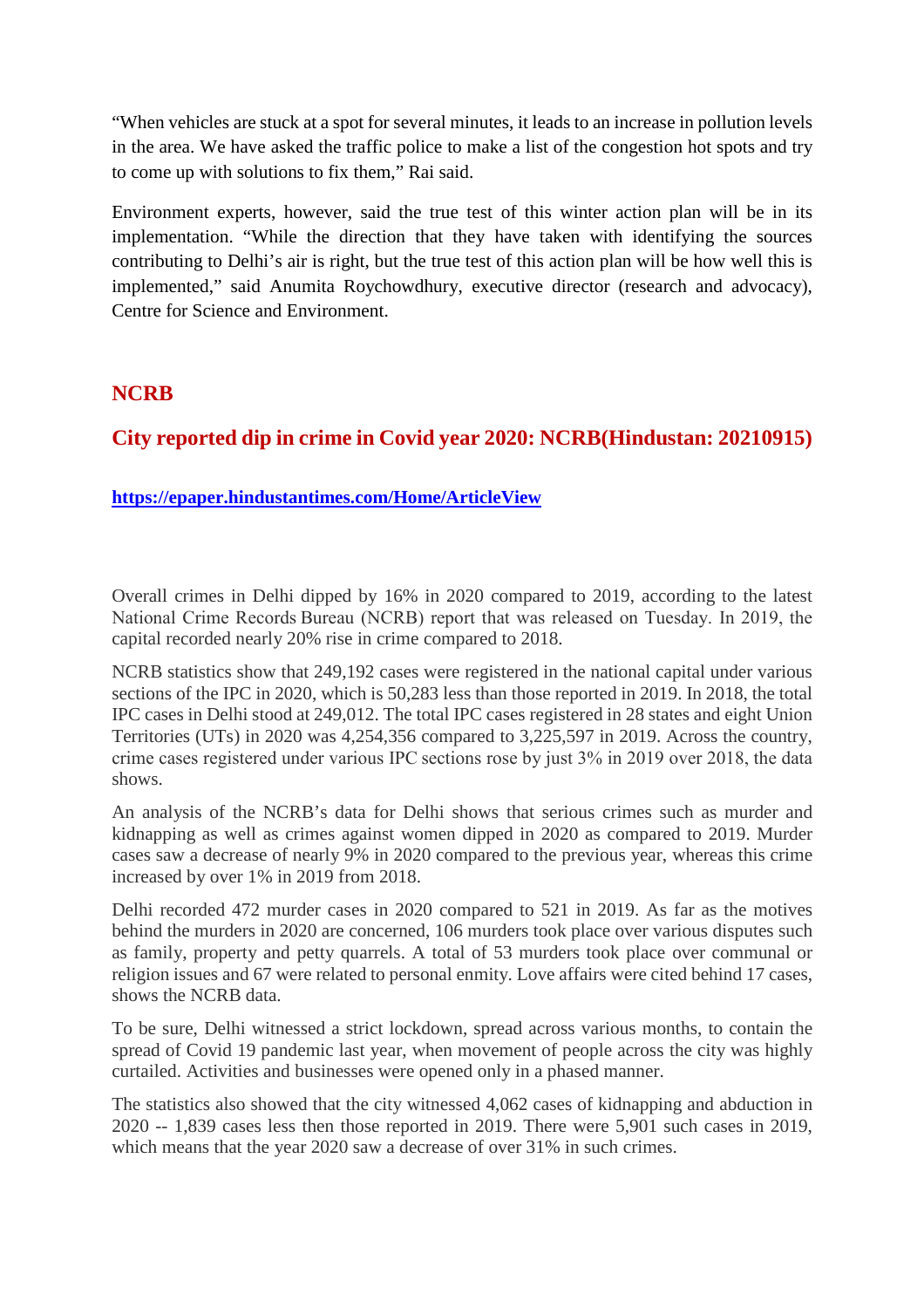“When vehicles are stuck at a spot for several minutes, it leads to an increase in pollution levels in the area. We have asked the traffic police to make a list of the congestion hot spots and try to come up with solutions to fix them,” Rai said.

Environment experts, however, said the true test of this winter action plan will be in its implementation. “While the direction that they have taken with identifying the sources contributing to Delhi’s air is right, but the true test of this action plan will be how well this is implemented,” said Anumita Roychowdhury, executive director (research and advocacy), Centre for Science and Environment.

## NCRB

## City reported dip in crime in Covid year 2020: NCRB(Hindustan: 20210915)

**https://epaper.hindustantimes.com/Home/ArticleView**

Overall crimes in Delhi dipped by 16% in 2020 compared to 2019, according to the latest National Crime Records Bureau (NCRB) report that was released on Tuesday. In 2019, the capital recorded nearly 20% rise in crime compared to 2018.

NCRB statistics show that 249,192 cases were registered in the national capital under various sections of the IPC in 2020, which is 50,283 less than those reported in 2019. In 2018, the total IPC cases in Delhi stood at 249,012. The total IPC cases registered in 28 states and eight Union Territories (UTs) in 2020 was 4,254,356 compared to 3,225,597 in 2019. Across the country, crime cases registered under various IPC sections rose by just 3% in 2019 over 2018, the data shows.

An analysis of the NCRB’s data for Delhi shows that serious crimes such as murder and kidnapping as well as crimes against women dipped in 2020 as compared to 2019. Murder cases saw a decrease of nearly 9% in 2020 compared to the previous year, whereas this crime increased by over 1% in 2019 from 2018.

Delhi recorded 472 murder cases in 2020 compared to 521 in 2019. As far as the motives behind the murders in 2020 are concerned, 106 murders took place over various disputes such as family, property and petty quarrels. A total of 53 murders took place over communal or religion issues and 67 were related to personal enmity. Love affairs were cited behind 17 cases, shows the NCRB data.

To be sure, Delhi witnessed a strict lockdown, spread across various months, to contain the spread of Covid 19 pandemic last year, when movement of people across the city was highly curtailed. Activities and businesses were opened only in a phased manner.

The statistics also showed that the city witnessed 4,062 cases of kidnapping and abduction in 2020 -- 1,839 cases less then those reported in 2019. There were 5,901 such cases in 2019, which means that the year 2020 saw a decrease of over 31% in such crimes.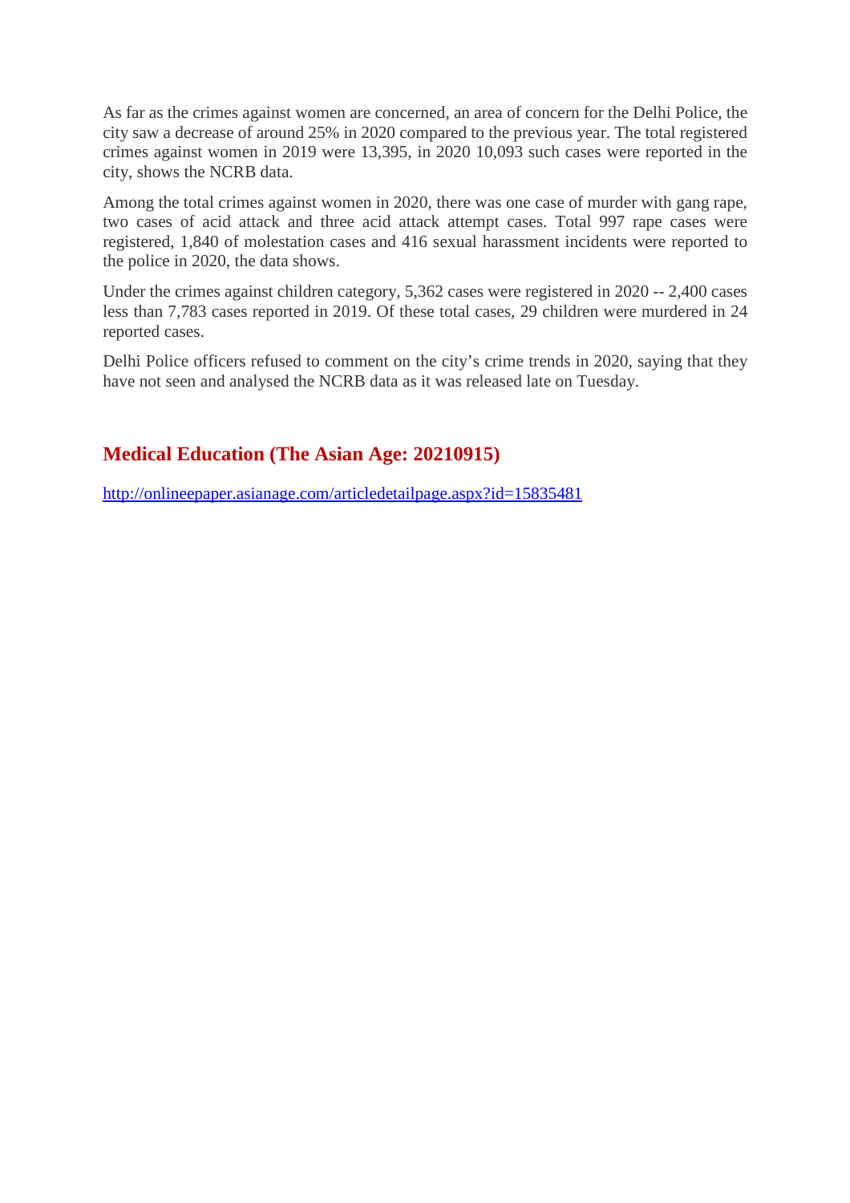As far as the crimes against women are concerned, an area of concern for the Delhi Police, the city saw a decrease of around 25% in 2020 compared to the previous year. The total registered crimes against women in 2019 were 13,395, in 2020 10,093 such cases were reported in the city, shows the NCRB data.

Among the total crimes against women in 2020, there was one case of murder with gang rape, two cases of acid attack and three acid attack attempt cases. Total 997 rape cases were registered, 1,840 of molestation cases and 416 sexual harassment incidents were reported to the police in 2020, the data shows.

Under the crimes against children category, 5,362 cases were registered in 2020 -- 2,400 cases less than 7,783 cases reported in 2019. Of these total cases, 29 children were murdered in 24 reported cases.

Delhi Police officers refused to comment on the city's crime trends in 2020, saying that they have not seen and analysed the NCRB data as it was released late on Tuesday.

## Medical Education (The Asian Age: 20210915)

http://onlineepaper.asianage.com/articledetailpage.aspx?id=15835481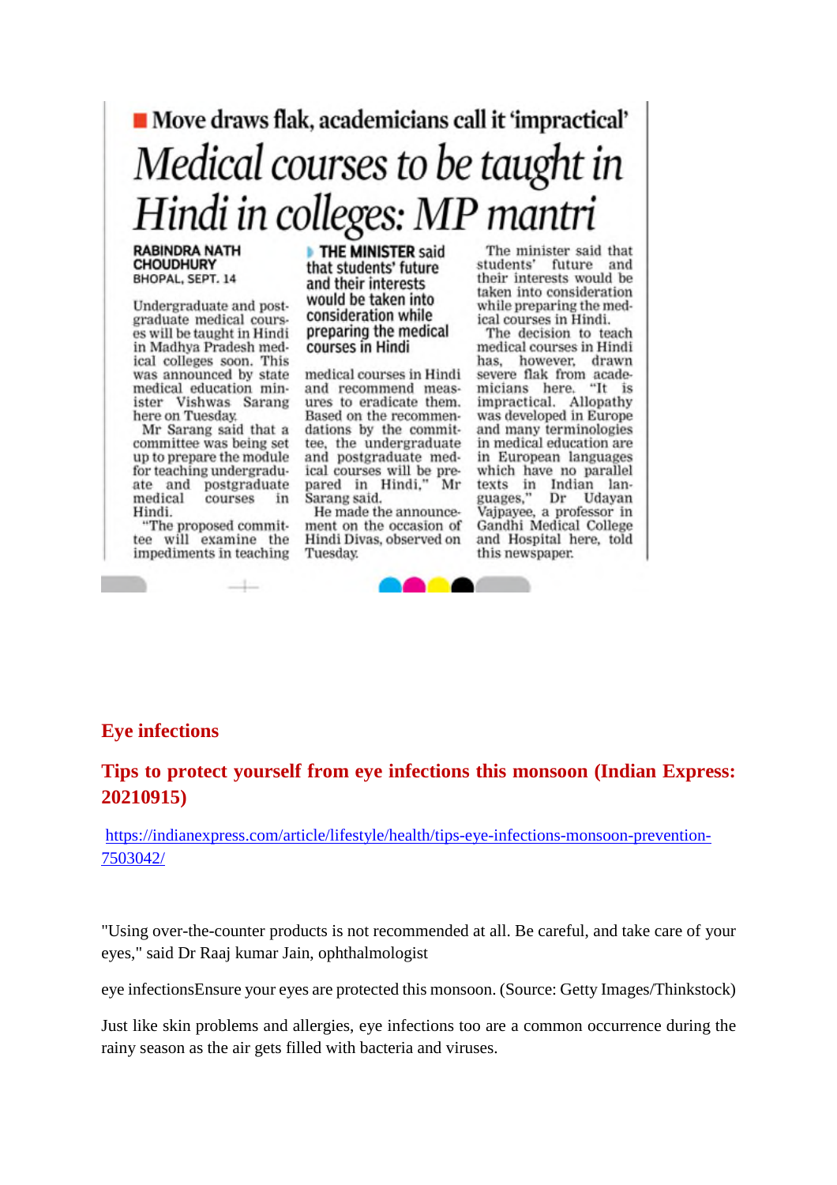■ Move draws flak, academicians call it 'impractical'

# *Medical courses to be taught in Hindi in colleges: MP mantri*

**RABINDRA NATH CHOUDHURY**
BHOPAL, SEPT. 14

Undergraduate and postgraduate medical courses will be taught in Hindi in Madhya Pradesh medical colleges soon. This was announced by state medical education minister Vishwas Sarang here on Tuesday.

Mr Sarang said that a committee was being set up to prepare the module for teaching undergraduate and postgraduate medical courses in Hindi.

"The proposed committee will examine the impediments in teaching medical courses in Hindi and recommend measures to eradicate them. Based on the recommendations by the committee, the undergraduate and postgraduate medical courses will be prepared in Hindi," Mr Sarang said.

**THE MINISTER said that students' future and their interests would be taken into consideration while preparing the medical courses in Hindi**

He made the announcement on the occasion of Hindi Divas, observed on Tuesday.

The minister said that students' future and their interests would be taken into consideration while preparing the medical courses in Hindi.

The decision to teach medical courses in Hindi has, however, drawn severe flak from academicians here. "It is impractical. Allopathy was developed in Europe and many terminologies in medical education are in European languages which have no parallel texts in Indian languages," Dr Udayan Vajpayee, a professor in Gandhi Medical College and Hospital here, told this newspaper.

## Eye infections

## Tips to protect yourself from eye infections this monsoon (Indian Express: 20210915)

https://indianexpress.com/article/lifestyle/health/tips-eye-infections-monsoon-prevention-7503042/

"Using over-the-counter products is not recommended at all. Be careful, and take care of your eyes," said Dr Raaj kumar Jain, ophthalmologist

eye infectionsEnsure your eyes are protected this monsoon. (Source: Getty Images/Thinkstock)

Just like skin problems and allergies, eye infections too are a common occurrence during the rainy season as the air gets filled with bacteria and viruses.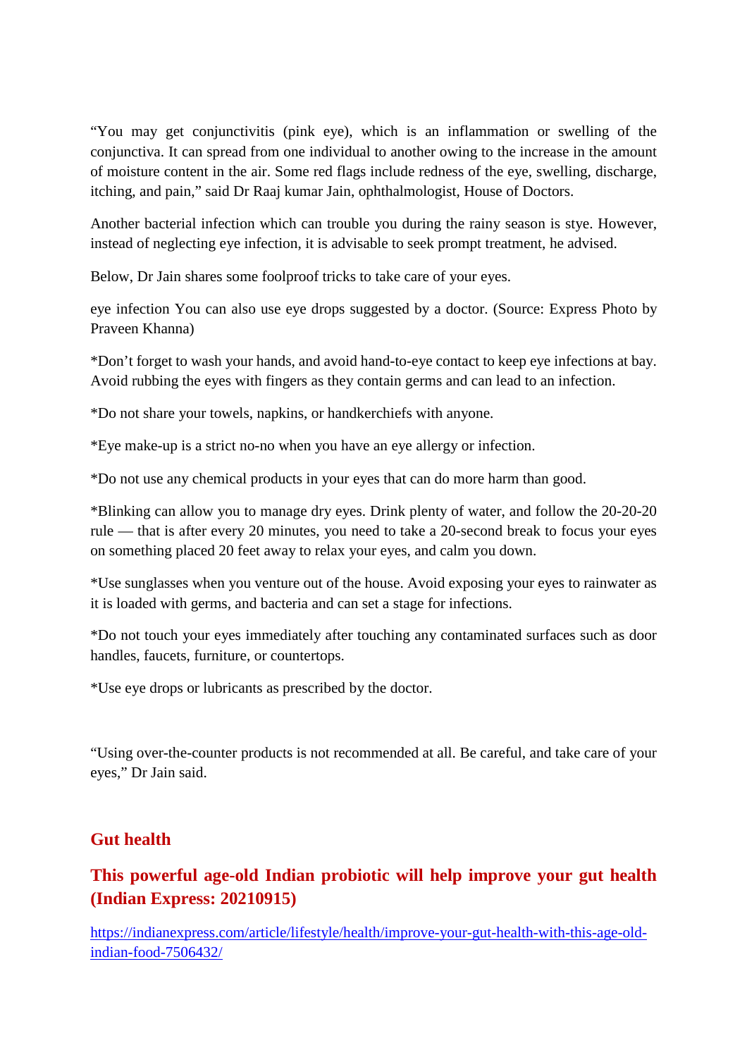"You may get conjunctivitis (pink eye), which is an inflammation or swelling of the conjunctiva. It can spread from one individual to another owing to the increase in the amount of moisture content in the air. Some red flags include redness of the eye, swelling, discharge, itching, and pain," said Dr Raaj kumar Jain, ophthalmologist, House of Doctors.

Another bacterial infection which can trouble you during the rainy season is stye. However, instead of neglecting eye infection, it is advisable to seek prompt treatment, he advised.

Below, Dr Jain shares some foolproof tricks to take care of your eyes.

eye infection You can also use eye drops suggested by a doctor. (Source: Express Photo by Praveen Khanna)

*Don't forget to wash your hands, and avoid hand-to-eye contact to keep eye infections at bay. Avoid rubbing the eyes with fingers as they contain germs and can lead to an infection.

*Do not share your towels, napkins, or handkerchiefs with anyone.

*Eye make-up is a strict no-no when you have an eye allergy or infection.

*Do not use any chemical products in your eyes that can do more harm than good.

*Blinking can allow you to manage dry eyes. Drink plenty of water, and follow the 20-20-20 rule — that is after every 20 minutes, you need to take a 20-second break to focus your eyes on something placed 20 feet away to relax your eyes, and calm you down.

*Use sunglasses when you venture out of the house. Avoid exposing your eyes to rainwater as it is loaded with germs, and bacteria and can set a stage for infections.

*Do not touch your eyes immediately after touching any contaminated surfaces such as door handles, faucets, furniture, or countertops.

*Use eye drops or lubricants as prescribed by the doctor.

"Using over-the-counter products is not recommended at all. Be careful, and take care of your eyes," Dr Jain said.

## Gut health

## This powerful age-old Indian probiotic will help improve your gut health (Indian Express: 20210915)

https://indianexpress.com/article/lifestyle/health/improve-your-gut-health-with-this-age-old-indian-food-7506432/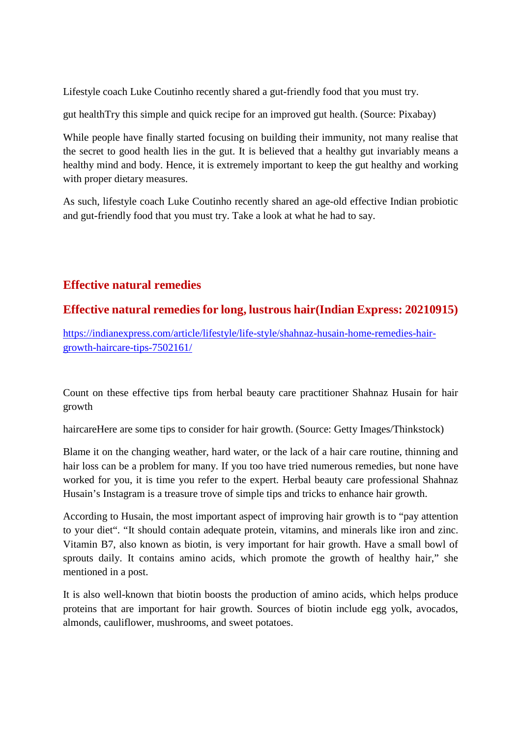Lifestyle coach Luke Coutinho recently shared a gut-friendly food that you must try.

gut healthTry this simple and quick recipe for an improved gut health. (Source: Pixabay)

While people have finally started focusing on building their immunity, not many realise that the secret to good health lies in the gut. It is believed that a healthy gut invariably means a healthy mind and body. Hence, it is extremely important to keep the gut healthy and working with proper dietary measures.

As such, lifestyle coach Luke Coutinho recently shared an age-old effective Indian probiotic and gut-friendly food that you must try. Take a look at what he had to say.

## Effective natural remedies

## Effective natural remedies for long, lustrous hair(Indian Express: 20210915)

https://indianexpress.com/article/lifestyle/life-style/shahnaz-husain-home-remedies-hair-growth-haircare-tips-7502161/

Count on these effective tips from herbal beauty care practitioner Shahnaz Husain for hair growth

haircareHere are some tips to consider for hair growth. (Source: Getty Images/Thinkstock)

Blame it on the changing weather, hard water, or the lack of a hair care routine, thinning and hair loss can be a problem for many. If you too have tried numerous remedies, but none have worked for you, it is time you refer to the expert. Herbal beauty care professional Shahnaz Husain's Instagram is a treasure trove of simple tips and tricks to enhance hair growth.

According to Husain, the most important aspect of improving hair growth is to "pay attention to your diet". "It should contain adequate protein, vitamins, and minerals like iron and zinc. Vitamin B7, also known as biotin, is very important for hair growth. Have a small bowl of sprouts daily. It contains amino acids, which promote the growth of healthy hair," she mentioned in a post.

It is also well-known that biotin boosts the production of amino acids, which helps produce proteins that are important for hair growth. Sources of biotin include egg yolk, avocados, almonds, cauliflower, mushrooms, and sweet potatoes.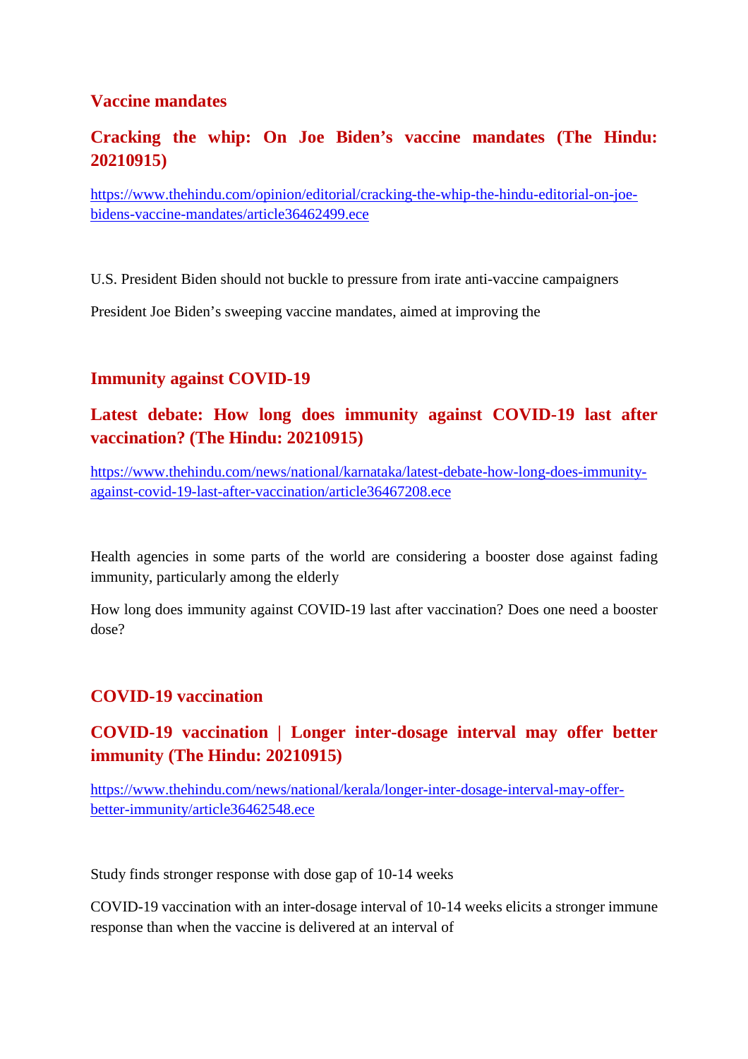## Vaccine mandates

### Cracking the whip: On Joe Biden's vaccine mandates (The Hindu: 20210915)

https://www.thehindu.com/opinion/editorial/cracking-the-whip-the-hindu-editorial-on-joe-bidens-vaccine-mandates/article36462499.ece

U.S. President Biden should not buckle to pressure from irate anti-vaccine campaigners

President Joe Biden's sweeping vaccine mandates, aimed at improving the

## Immunity against COVID-19

### Latest debate: How long does immunity against COVID-19 last after vaccination? (The Hindu: 20210915)

https://www.thehindu.com/news/national/karnataka/latest-debate-how-long-does-immunity-against-covid-19-last-after-vaccination/article36467208.ece

Health agencies in some parts of the world are considering a booster dose against fading immunity, particularly among the elderly

How long does immunity against COVID-19 last after vaccination? Does one need a booster dose?

## COVID-19 vaccination

### COVID-19 vaccination | Longer inter-dosage interval may offer better immunity (The Hindu: 20210915)

https://www.thehindu.com/news/national/kerala/longer-inter-dosage-interval-may-offer-better-immunity/article36462548.ece

Study finds stronger response with dose gap of 10-14 weeks

COVID-19 vaccination with an inter-dosage interval of 10-14 weeks elicits a stronger immune response than when the vaccine is delivered at an interval of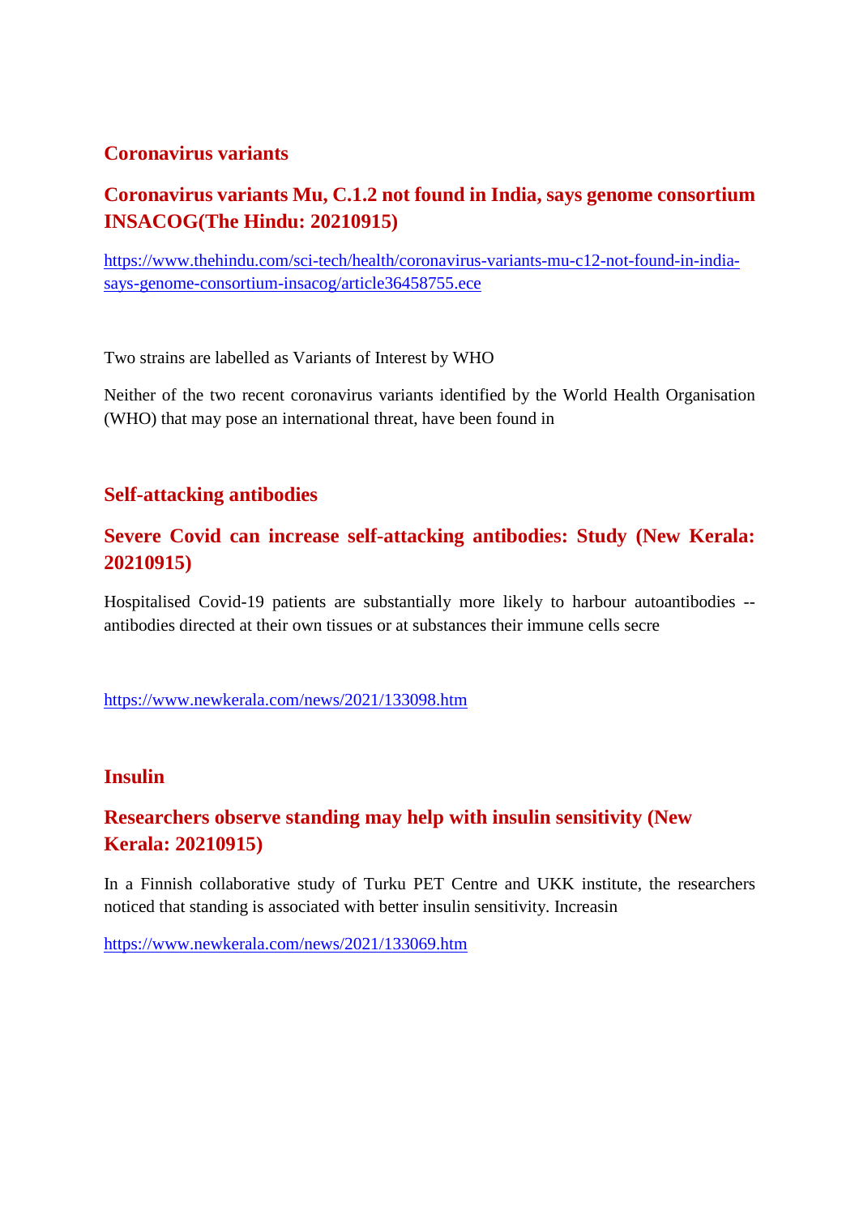## Coronavirus variants

### Coronavirus variants Mu, C.1.2 not found in India, says genome consortium INSACOG(The Hindu: 20210915)

https://www.thehindu.com/sci-tech/health/coronavirus-variants-mu-c12-not-found-in-india-says-genome-consortium-insacog/article36458755.ece

Two strains are labelled as Variants of Interest by WHO

Neither of the two recent coronavirus variants identified by the World Health Organisation (WHO) that may pose an international threat, have been found in

## Self-attacking antibodies

### Severe Covid can increase self-attacking antibodies: Study (New Kerala: 20210915)

Hospitalised Covid-19 patients are substantially more likely to harbour autoantibodies -- antibodies directed at their own tissues or at substances their immune cells secre

https://www.newkerala.com/news/2021/133098.htm

## Insulin

### Researchers observe standing may help with insulin sensitivity (New Kerala: 20210915)

In a Finnish collaborative study of Turku PET Centre and UKK institute, the researchers noticed that standing is associated with better insulin sensitivity. Increasin

https://www.newkerala.com/news/2021/133069.htm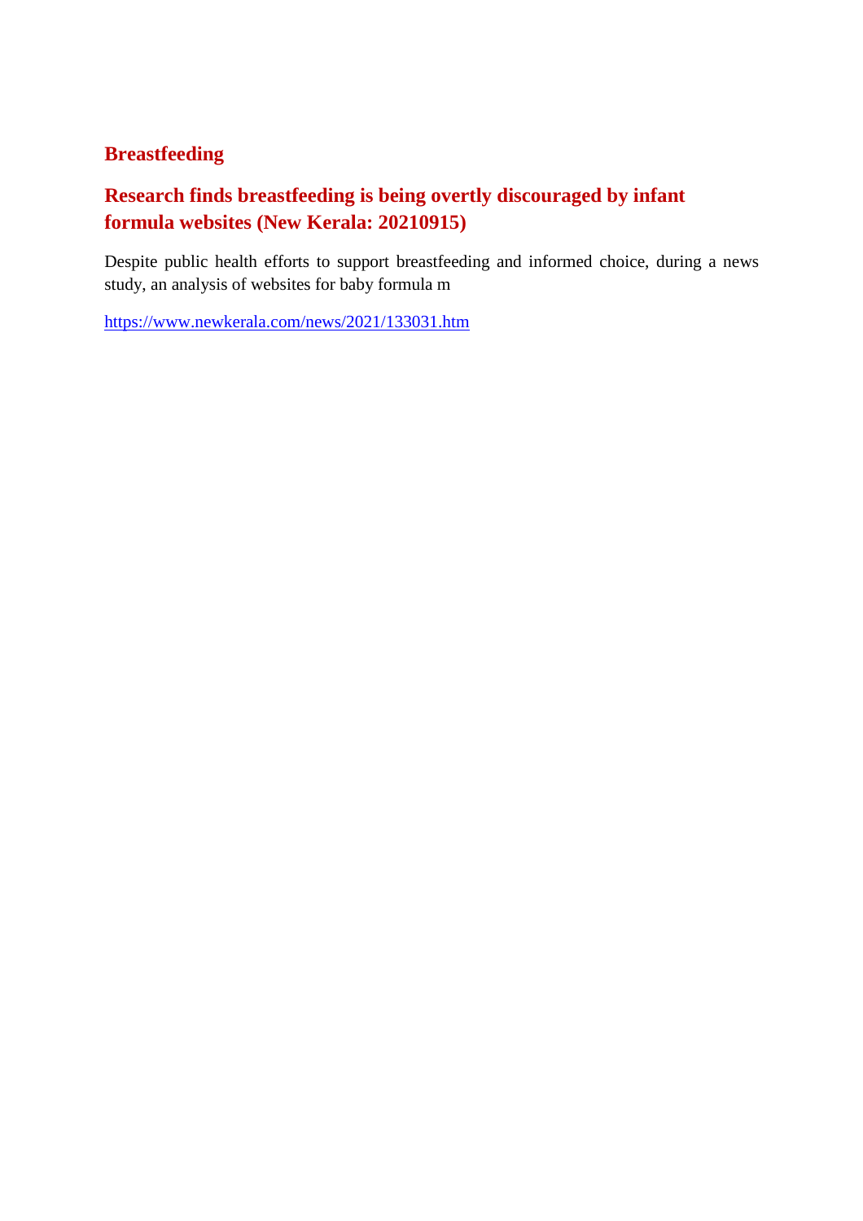## Breastfeeding

### Research finds breastfeeding is being overtly discouraged by infant formula websites (New Kerala: 20210915)

Despite public health efforts to support breastfeeding and informed choice, during a news study, an analysis of websites for baby formula m

https://www.newkerala.com/news/2021/133031.htm